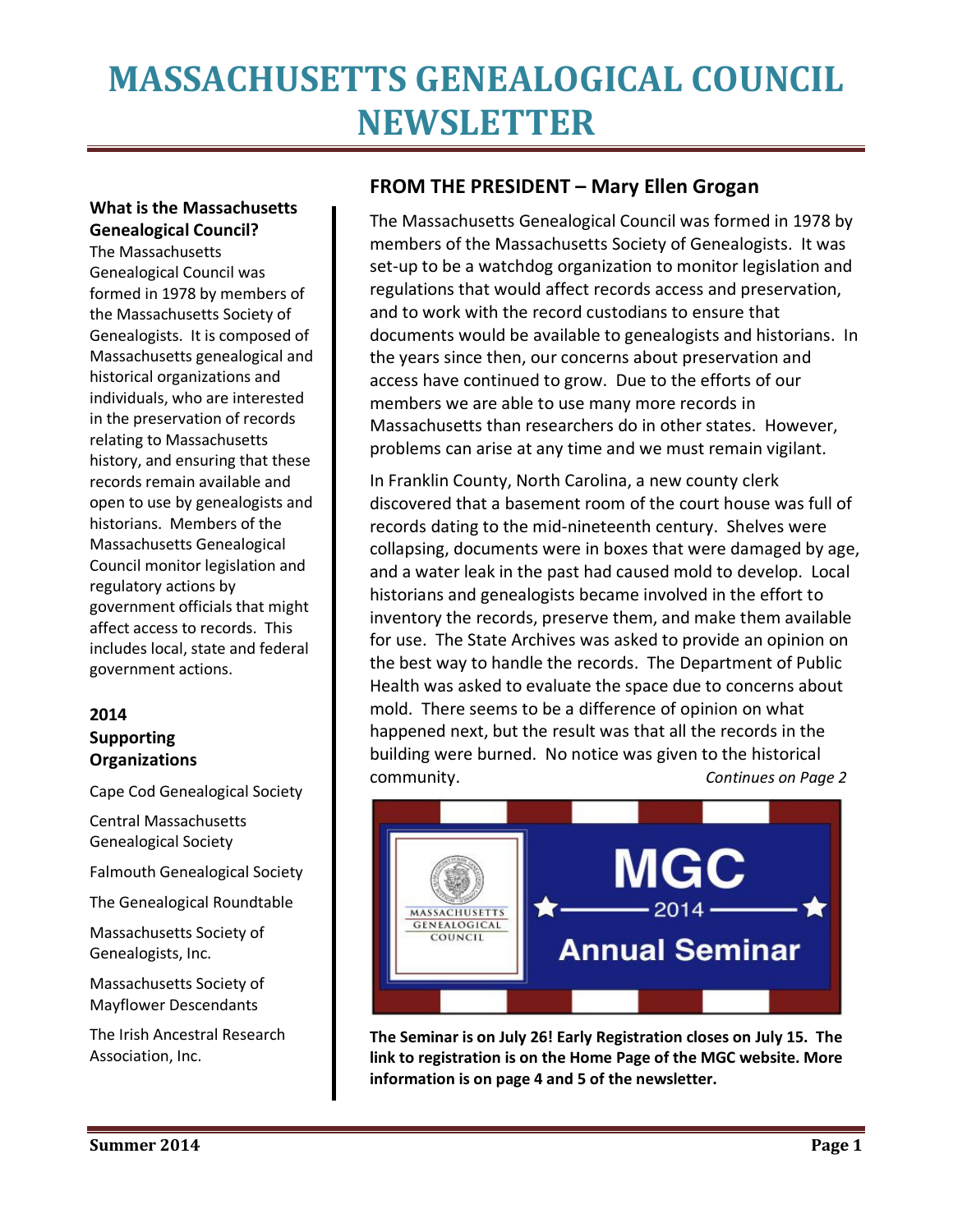# MASSACHUSETTS GENEALOGICAL COUNCIL NEWSLETTER

**What is the Massachusetts Genealogical Council?**

The Massachusetts Genealogical Council was formed in 1978 by members of the Massachusetts Society of Genealogists. It is composed of Massachusetts genealogical and historical organizations and individuals, who are interested in the preservation of records relating to Massachusetts history, and ensuring that these records remain available and open to use by genealogists and historians. Members of the Massachusetts Genealogical Council monitor legislation and regulatory actions by government officials that might affect access to records. This includes local, state and federal government actions.

**2014 Supporting Organizations**

Cape Cod Genealogical Society

Central Massachusetts Genealogical Society

Falmouth Genealogical Society

The Genealogical Roundtable

Massachusetts Society of Genealogists, Inc.

Massachusetts Society of Mayflower Descendants

The Irish Ancestral Research Association, Inc.

## FROM THE PRESIDENT – Mary Ellen Grogan

The Massachusetts Genealogical Council was formed in 1978 by members of the Massachusetts Society of Genealogists. It was set-up to be a watchdog organization to monitor legislation and regulations that would affect records access and preservation, and to work with the record custodians to ensure that documents would be available to genealogists and historians. In the years since then, our concerns about preservation and access have continued to grow. Due to the efforts of our members we are able to use many more records in Massachusetts than researchers do in other states. However, problems can arise at any time and we must remain vigilant.

In Franklin County, North Carolina, a new county clerk discovered that a basement room of the court house was full of records dating to the mid-nineteenth century. Shelves were collapsing, documents were in boxes that were damaged by age, and a water leak in the past had caused mold to develop. Local historians and genealogists became involved in the effort to inventory the records, preserve them, and make them available for use. The State Archives was asked to provide an opinion on the best way to handle the records. The Department of Public Health was asked to evaluate the space due to concerns about mold. There seems to be a difference of opinion on what happened next, but the result was that all the records in the building were burned. No notice was given to the historical community. *Continues on Page 2*

MASSACHUSETTS GENEALOGICAL COUNCIL

MGC

2014

Annual Seminar

**The Seminar is on July 26! Early Registration closes on July 15. The link to registration is on the Home Page of the MGC website. More information is on page 4 and 5 of the newsletter.**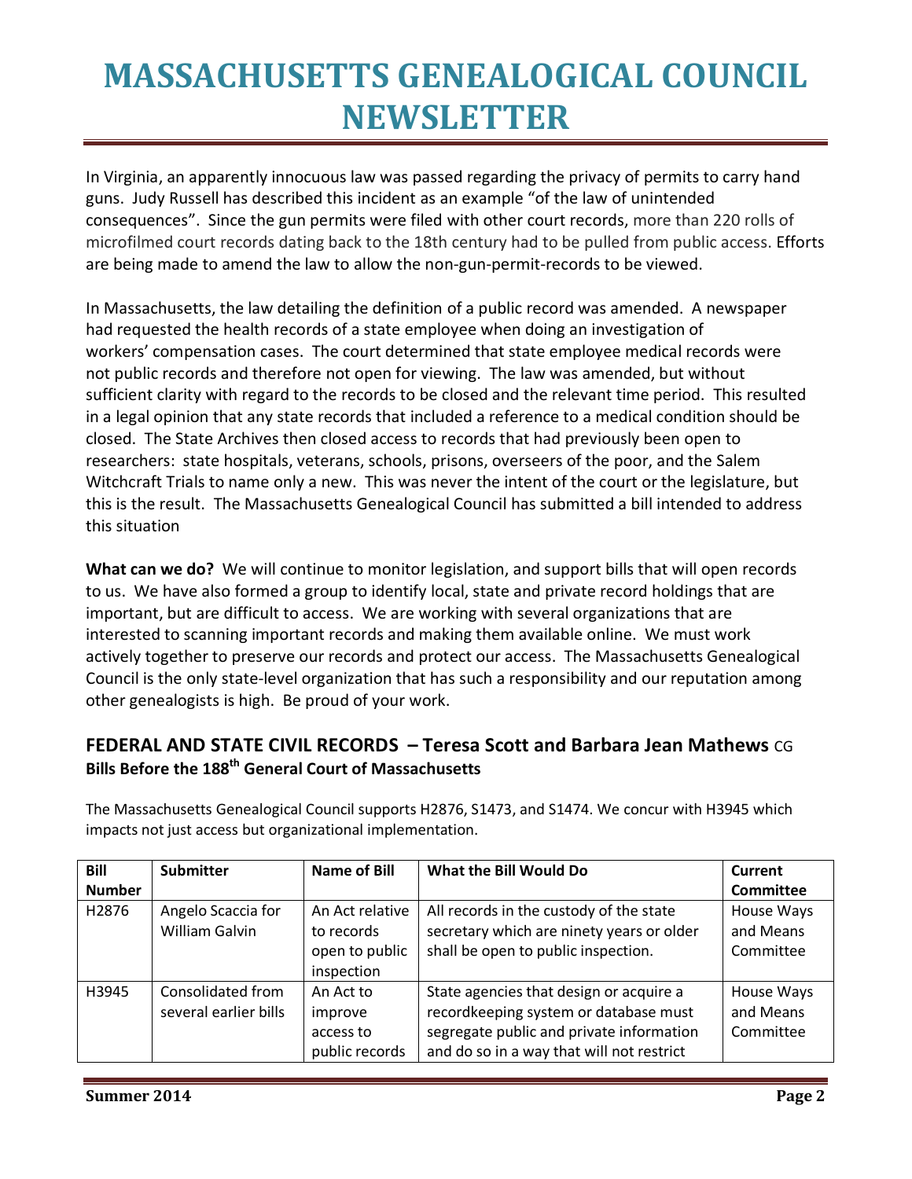# MASSACHUSETTS GENEALOGICAL COUNCIL NEWSLETTER

In Virginia, an apparently innocuous law was passed regarding the privacy of permits to carry hand guns. Judy Russell has described this incident as an example "of the law of unintended consequences". Since the gun permits were filed with other court records, more than 220 rolls of microfilmed court records dating back to the 18th century had to be pulled from public access. Efforts are being made to amend the law to allow the non-gun-permit-records to be viewed.

In Massachusetts, the law detailing the definition of a public record was amended. A newspaper had requested the health records of a state employee when doing an investigation of workers' compensation cases. The court determined that state employee medical records were not public records and therefore not open for viewing. The law was amended, but without sufficient clarity with regard to the records to be closed and the relevant time period. This resulted in a legal opinion that any state records that included a reference to a medical condition should be closed. The State Archives then closed access to records that had previously been open to researchers: state hospitals, veterans, schools, prisons, overseers of the poor, and the Salem Witchcraft Trials to name only a new. This was never the intent of the court or the legislature, but this is the result. The Massachusetts Genealogical Council has submitted a bill intended to address this situation

**What can we do?** We will continue to monitor legislation, and support bills that will open records to us. We have also formed a group to identify local, state and private record holdings that are important, but are difficult to access. We are working with several organizations that are interested to scanning important records and making them available online. We must work actively together to preserve our records and protect our access. The Massachusetts Genealogical Council is the only state-level organization that has such a responsibility and our reputation among other genealogists is high. Be proud of your work.

## FEDERAL AND STATE CIVIL RECORDS – Teresa Scott and Barbara Jean Mathews CG

### Bills Before the 188th General Court of Massachusetts

The Massachusetts Genealogical Council supports H2876, S1473, and S1474. We concur with H3945 which impacts not just access but organizational implementation.

| Bill Number | Submitter | Name of Bill | What the Bill Would Do | Current Committee |
|---|---|---|---|---|
| H2876 | Angelo Scaccia for William Galvin | An Act relative to records open to public inspection | All records in the custody of the state secretary which are ninety years or older shall be open to public inspection. | House Ways and Means Committee |
| H3945 | Consolidated from several earlier bills | An Act to improve access to public records | State agencies that design or acquire a recordkeeping system or database must segregate public and private information and do so in a way that will not restrict | House Ways and Means Committee |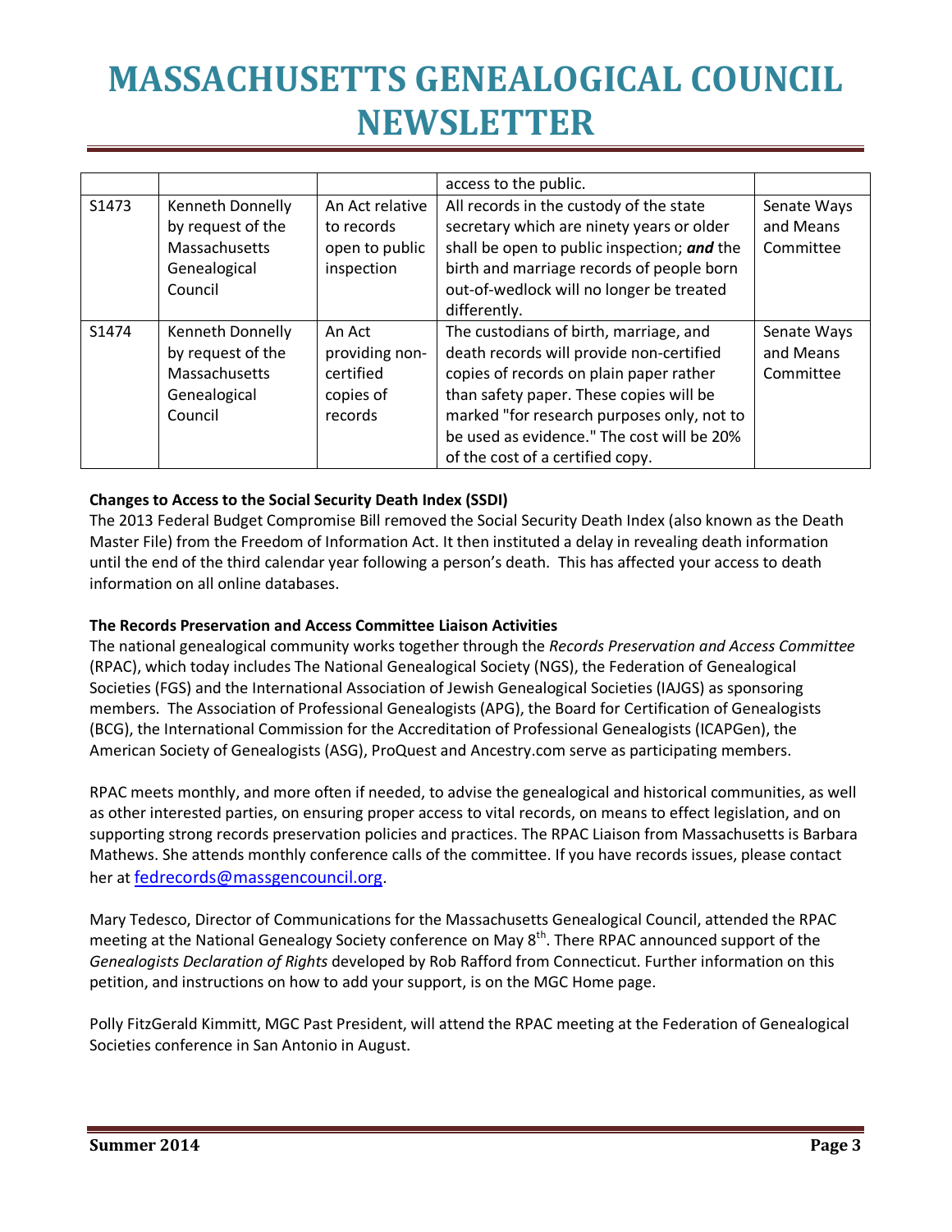| | | | access to the public. | |
|---|---|---|---|---|
| S1473 | Kenneth Donnelly by request of the Massachusetts Genealogical Council | An Act relative to records open to public inspection | All records in the custody of the state secretary which are ninety years or older shall be open to public inspection; ***and*** the birth and marriage records of people born out-of-wedlock will no longer be treated differently. | Senate Ways and Means Committee |
| S1474 | Kenneth Donnelly by request of the Massachusetts Genealogical Council | An Act providing non-certified copies of records | The custodians of birth, marriage, and death records will provide non-certified copies of records on plain paper rather than safety paper. These copies will be marked "for research purposes only, not to be used as evidence." The cost will be 20% of the cost of a certified copy. | Senate Ways and Means Committee |

**Changes to Access to the Social Security Death Index (SSDI)**

The 2013 Federal Budget Compromise Bill removed the Social Security Death Index (also known as the Death Master File) from the Freedom of Information Act. It then instituted a delay in revealing death information until the end of the third calendar year following a person's death. This has affected your access to death information on all online databases.

**The Records Preservation and Access Committee Liaison Activities**

The national genealogical community works together through the *Records Preservation and Access Committee* (RPAC), which today includes The National Genealogical Society (NGS), the Federation of Genealogical Societies (FGS) and the International Association of Jewish Genealogical Societies (IAJGS) as sponsoring members. The Association of Professional Genealogists (APG), the Board for Certification of Genealogists (BCG), the International Commission for the Accreditation of Professional Genealogists (ICAPGen), the American Society of Genealogists (ASG), ProQuest and Ancestry.com serve as participating members.

RPAC meets monthly, and more often if needed, to advise the genealogical and historical communities, as well as other interested parties, on ensuring proper access to vital records, on means to effect legislation, and on supporting strong records preservation policies and practices. The RPAC Liaison from Massachusetts is Barbara Mathews. She attends monthly conference calls of the committee. If you have records issues, please contact her at fedrecords@massgencouncil.org.

Mary Tedesco, Director of Communications for the Massachusetts Genealogical Council, attended the RPAC meeting at the National Genealogy Society conference on May 8th. There RPAC announced support of the *Genealogists Declaration of Rights* developed by Rob Rafford from Connecticut. Further information on this petition, and instructions on how to add your support, is on the MGC Home page.

Polly FitzGerald Kimmitt, MGC Past President, will attend the RPAC meeting at the Federation of Genealogical Societies conference in San Antonio in August.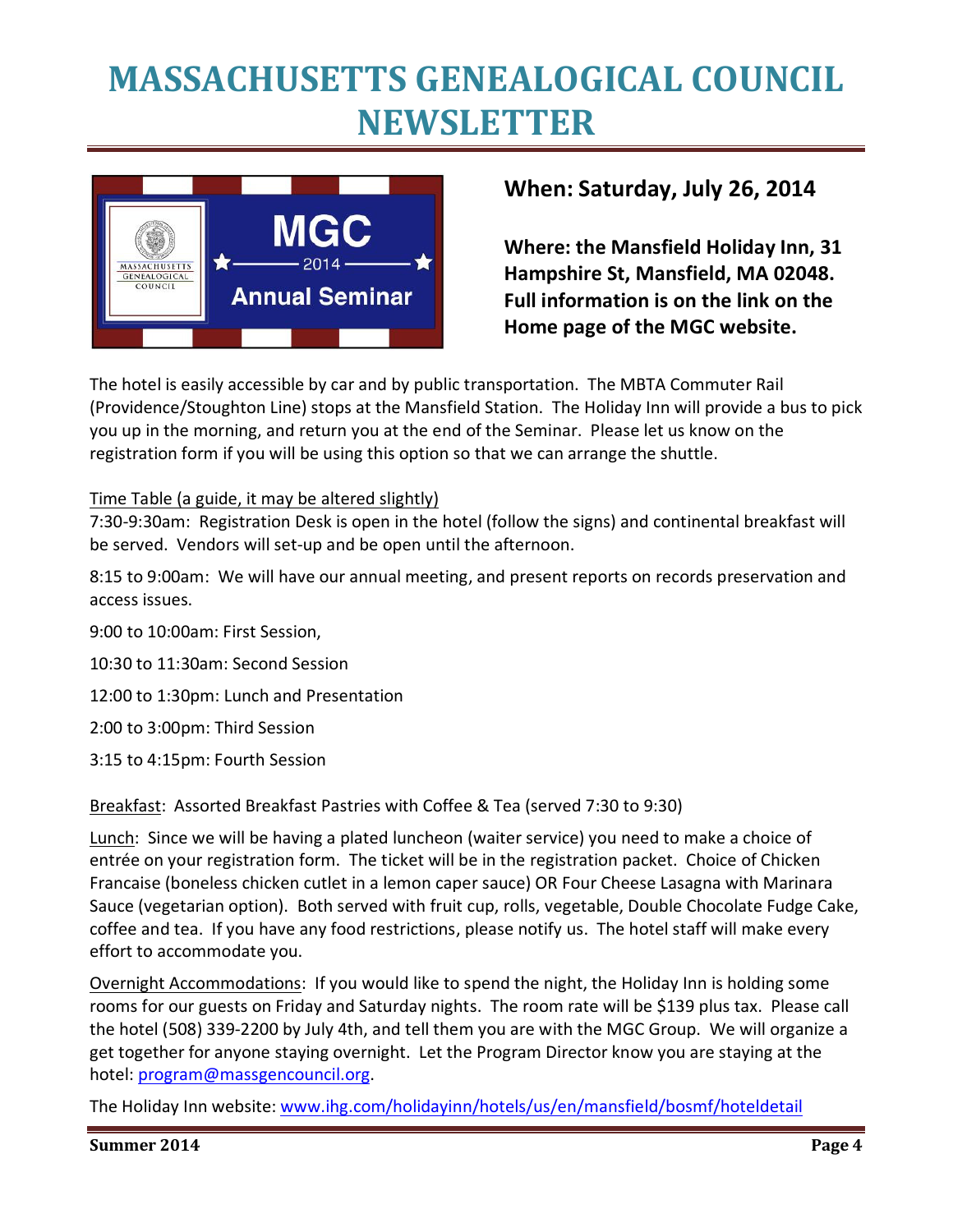# MASSACHUSETTS GENEALOGICAL COUNCIL NEWSLETTER

MGC 2014 Annual Seminar

**When: Saturday, July 26, 2014**

**Where: the Mansfield Holiday Inn, 31 Hampshire St, Mansfield, MA 02048. Full information is on the link on the Home page of the MGC website.**

The hotel is easily accessible by car and by public transportation. The MBTA Commuter Rail (Providence/Stoughton Line) stops at the Mansfield Station. The Holiday Inn will provide a bus to pick you up in the morning, and return you at the end of the Seminar. Please let us know on the registration form if you will be using this option so that we can arrange the shuttle.

Time Table (a guide, it may be altered slightly)

7:30-9:30am: Registration Desk is open in the hotel (follow the signs) and continental breakfast will be served. Vendors will set-up and be open until the afternoon.

8:15 to 9:00am: We will have our annual meeting, and present reports on records preservation and access issues.

9:00 to 10:00am: First Session,

10:30 to 11:30am: Second Session

12:00 to 1:30pm: Lunch and Presentation

2:00 to 3:00pm: Third Session

3:15 to 4:15pm: Fourth Session

Breakfast: Assorted Breakfast Pastries with Coffee & Tea (served 7:30 to 9:30)

Lunch: Since we will be having a plated luncheon (waiter service) you need to make a choice of entrée on your registration form. The ticket will be in the registration packet. Choice of Chicken Francaise (boneless chicken cutlet in a lemon caper sauce) OR Four Cheese Lasagna with Marinara Sauce (vegetarian option). Both served with fruit cup, rolls, vegetable, Double Chocolate Fudge Cake, coffee and tea. If you have any food restrictions, please notify us. The hotel staff will make every effort to accommodate you.

Overnight Accommodations: If you would like to spend the night, the Holiday Inn is holding some rooms for our guests on Friday and Saturday nights. The room rate will be $139 plus tax. Please call the hotel (508) 339-2200 by July 4th, and tell them you are with the MGC Group. We will organize a get together for anyone staying overnight. Let the Program Director know you are staying at the hotel: program@massgencouncil.org.

The Holiday Inn website: www.ihg.com/holidayinn/hotels/us/en/mansfield/bosmf/hoteldetail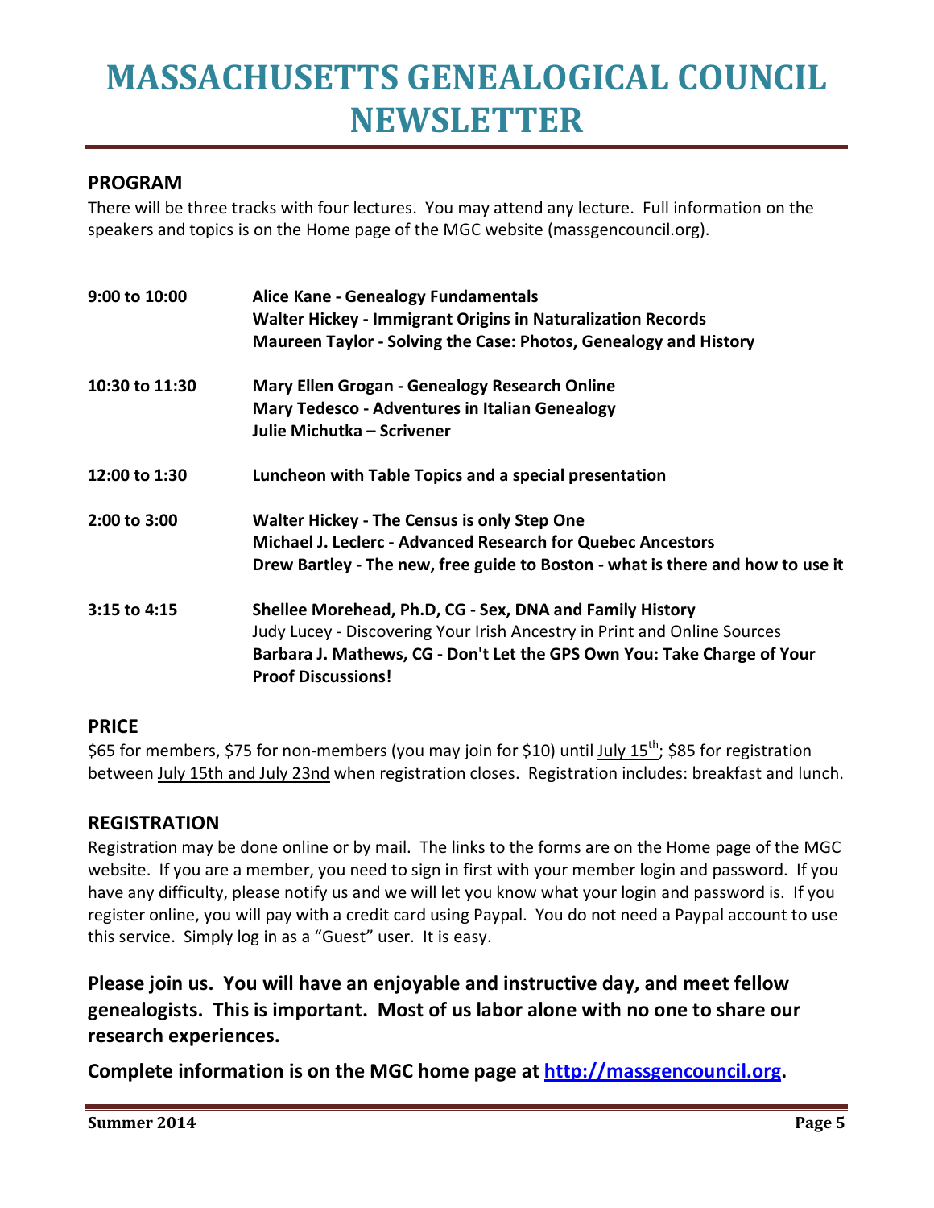# MASSACHUSETTS GENEALOGICAL COUNCIL NEWSLETTER

## PROGRAM

There will be three tracks with four lectures. You may attend any lecture. Full information on the speakers and topics is on the Home page of the MGC website (massgencouncil.org).

| Time | Sessions |
|---|---|
| **9:00 to 10:00** | **Alice Kane - Genealogy Fundamentals**<br>**Walter Hickey - Immigrant Origins in Naturalization Records**<br>**Maureen Taylor - Solving the Case: Photos, Genealogy and History** |
| **10:30 to 11:30** | **Mary Ellen Grogan - Genealogy Research Online**<br>**Mary Tedesco - Adventures in Italian Genealogy**<br>**Julie Michutka – Scrivener** |
| **12:00 to 1:30** | **Luncheon with Table Topics and a special presentation** |
| **2:00 to 3:00** | **Walter Hickey - The Census is only Step One**<br>**Michael J. Leclerc - Advanced Research for Quebec Ancestors**<br>**Drew Bartley - The new, free guide to Boston - what is there and how to use it** |
| **3:15 to 4:15** | **Shellee Morehead, Ph.D, CG - Sex, DNA and Family History**<br>Judy Lucey - Discovering Your Irish Ancestry in Print and Online Sources<br>**Barbara J. Mathews, CG - Don't Let the GPS Own You: Take Charge of Your Proof Discussions!** |

## PRICE

\$65 for members, \$75 for non-members (you may join for \$10) until July 15th; \$85 for registration between July 15th and July 23nd when registration closes. Registration includes: breakfast and lunch.

## REGISTRATION

Registration may be done online or by mail. The links to the forms are on the Home page of the MGC website. If you are a member, you need to sign in first with your member login and password. If you have any difficulty, please notify us and we will let you know what your login and password is. If you register online, you will pay with a credit card using Paypal. You do not need a Paypal account to use this service. Simply log in as a "Guest" user. It is easy.

**Please join us. You will have an enjoyable and instructive day, and meet fellow genealogists. This is important. Most of us labor alone with no one to share our research experiences.**

**Complete information is on the MGC home page at [http://massgencouncil.org](http://massgencouncil.org).**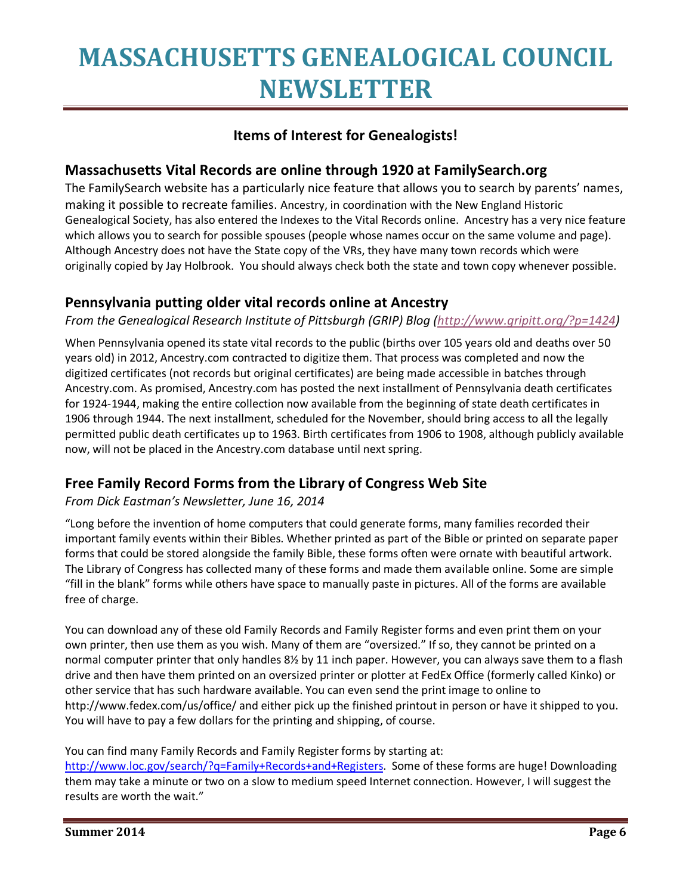# MASSACHUSETTS GENEALOGICAL COUNCIL NEWSLETTER

## Items of Interest for Genealogists!

### Massachusetts Vital Records are online through 1920 at FamilySearch.org

The FamilySearch website has a particularly nice feature that allows you to search by parents' names, making it possible to recreate families. Ancestry, in coordination with the New England Historic Genealogical Society, has also entered the Indexes to the Vital Records online. Ancestry has a very nice feature which allows you to search for possible spouses (people whose names occur on the same volume and page). Although Ancestry does not have the State copy of the VRs, they have many town records which were originally copied by Jay Holbrook. You should always check both the state and town copy whenever possible.

### Pennsylvania putting older vital records online at Ancestry

*From the Genealogical Research Institute of Pittsburgh (GRIP) Blog ([http://www.gripitt.org/?p=1424](http://www.gripitt.org/?p=1424))*

When Pennsylvania opened its state vital records to the public (births over 105 years old and deaths over 50 years old) in 2012, Ancestry.com contracted to digitize them. That process was completed and now the digitized certificates (not records but original certificates) are being made accessible in batches through Ancestry.com. As promised, Ancestry.com has posted the next installment of Pennsylvania death certificates for 1924-1944, making the entire collection now available from the beginning of state death certificates in 1906 through 1944. The next installment, scheduled for the November, should bring access to all the legally permitted public death certificates up to 1963. Birth certificates from 1906 to 1908, although publicly available now, will not be placed in the Ancestry.com database until next spring.

### Free Family Record Forms from the Library of Congress Web Site

*From Dick Eastman's Newsletter, June 16, 2014*

"Long before the invention of home computers that could generate forms, many families recorded their important family events within their Bibles. Whether printed as part of the Bible or printed on separate paper forms that could be stored alongside the family Bible, these forms often were ornate with beautiful artwork. The Library of Congress has collected many of these forms and made them available online. Some are simple "fill in the blank" forms while others have space to manually paste in pictures. All of the forms are available free of charge.

You can download any of these old Family Records and Family Register forms and even print them on your own printer, then use them as you wish. Many of them are "oversized." If so, they cannot be printed on a normal computer printer that only handles 8½ by 11 inch paper. However, you can always save them to a flash drive and then have them printed on an oversized printer or plotter at FedEx Office (formerly called Kinko) or other service that has such hardware available. You can even send the print image to online to http://www.fedex.com/us/office/ and either pick up the finished printout in person or have it shipped to you. You will have to pay a few dollars for the printing and shipping, of course.

You can find many Family Records and Family Register forms by starting at: [http://www.loc.gov/search/?q=Family+Records+and+Registers](http://www.loc.gov/search/?q=Family+Records+and+Registers). Some of these forms are huge! Downloading them may take a minute or two on a slow to medium speed Internet connection. However, I will suggest the results are worth the wait."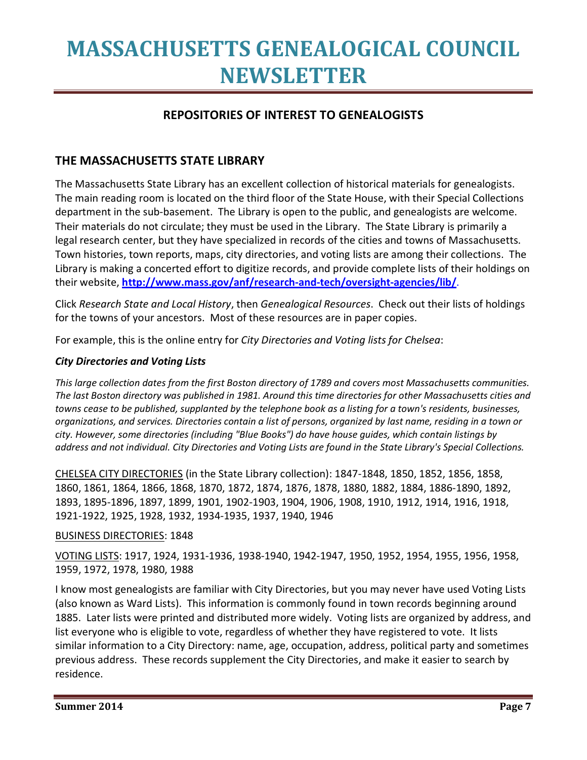# MASSACHUSETTS GENEALOGICAL COUNCIL NEWSLETTER

## REPOSITORIES OF INTEREST TO GENEALOGISTS

## THE MASSACHUSETTS STATE LIBRARY

The Massachusetts State Library has an excellent collection of historical materials for genealogists. The main reading room is located on the third floor of the State House, with their Special Collections department in the sub-basement. The Library is open to the public, and genealogists are welcome. Their materials do not circulate; they must be used in the Library. The State Library is primarily a legal research center, but they have specialized in records of the cities and towns of Massachusetts. Town histories, town reports, maps, city directories, and voting lists are among their collections. The Library is making a concerted effort to digitize records, and provide complete lists of their holdings on their website, **http://www.mass.gov/anf/research-and-tech/oversight-agencies/lib/**.

Click *Research State and Local History*, then *Genealogical Resources*. Check out their lists of holdings for the towns of your ancestors. Most of these resources are in paper copies.

For example, this is the online entry for *City Directories and Voting lists for Chelsea*:

***City Directories and Voting Lists***

*This large collection dates from the first Boston directory of 1789 and covers most Massachusetts communities. The last Boston directory was published in 1981. Around this time directories for other Massachusetts cities and towns cease to be published, supplanted by the telephone book as a listing for a town's residents, businesses, organizations, and services. Directories contain a list of persons, organized by last name, residing in a town or city. However, some directories (including "Blue Books") do have house guides, which contain listings by address and not individual. City Directories and Voting Lists are found in the State Library's Special Collections.*

<u>CHELSEA CITY DIRECTORIES</u> (in the State Library collection): 1847-1848, 1850, 1852, 1856, 1858, 1860, 1861, 1864, 1866, 1868, 1870, 1872, 1874, 1876, 1878, 1880, 1882, 1884, 1886-1890, 1892, 1893, 1895-1896, 1897, 1899, 1901, 1902-1903, 1904, 1906, 1908, 1910, 1912, 1914, 1916, 1918, 1921-1922, 1925, 1928, 1932, 1934-1935, 1937, 1940, 1946

<u>BUSINESS DIRECTORIES</u>: 1848

<u>VOTING LISTS</u>: 1917, 1924, 1931-1936, 1938-1940, 1942-1947, 1950, 1952, 1954, 1955, 1956, 1958, 1959, 1972, 1978, 1980, 1988

I know most genealogists are familiar with City Directories, but you may never have used Voting Lists (also known as Ward Lists). This information is commonly found in town records beginning around 1885. Later lists were printed and distributed more widely. Voting lists are organized by address, and list everyone who is eligible to vote, regardless of whether they have registered to vote. It lists similar information to a City Directory: name, age, occupation, address, political party and sometimes previous address. These records supplement the City Directories, and make it easier to search by residence.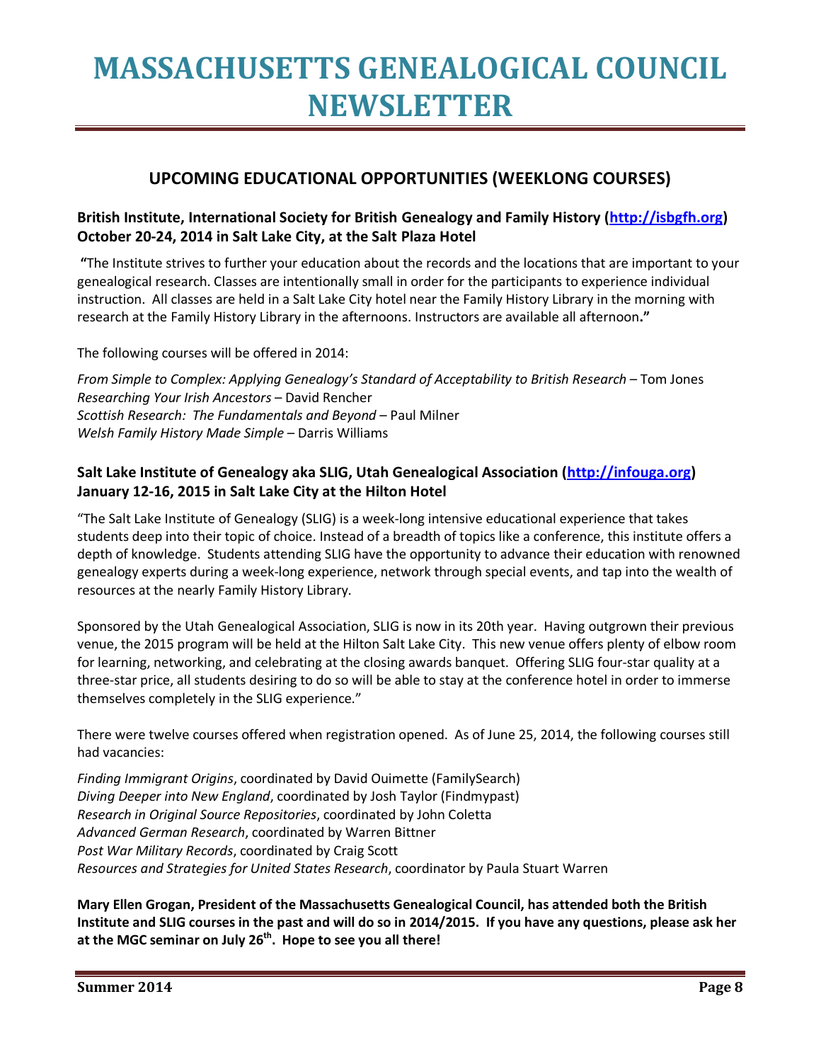# MASSACHUSETTS GENEALOGICAL COUNCIL NEWSLETTER

## UPCOMING EDUCATIONAL OPPORTUNITIES (WEEKLONG COURSES)

### British Institute, International Society for British Genealogy and Family History (http://isbgfh.org) October 20-24, 2014 in Salt Lake City, at the Salt Plaza Hotel

**"**The Institute strives to further your education about the records and the locations that are important to your genealogical research. Classes are intentionally small in order for the participants to experience individual instruction. All classes are held in a Salt Lake City hotel near the Family History Library in the morning with research at the Family History Library in the afternoons. Instructors are available all afternoon**."**

The following courses will be offered in 2014:

*From Simple to Complex: Applying Genealogy's Standard of Acceptability to British Research* – Tom Jones
*Researching Your Irish Ancestors* – David Rencher
*Scottish Research: The Fundamentals and Beyond* – Paul Milner
*Welsh Family History Made Simple* – Darris Williams

### Salt Lake Institute of Genealogy aka SLIG, Utah Genealogical Association (http://infouga.org) January 12-16, 2015 in Salt Lake City at the Hilton Hotel

"The Salt Lake Institute of Genealogy (SLIG) is a week-long intensive educational experience that takes students deep into their topic of choice. Instead of a breadth of topics like a conference, this institute offers a depth of knowledge. Students attending SLIG have the opportunity to advance their education with renowned genealogy experts during a week-long experience, network through special events, and tap into the wealth of resources at the nearly Family History Library.

Sponsored by the Utah Genealogical Association, SLIG is now in its 20th year. Having outgrown their previous venue, the 2015 program will be held at the Hilton Salt Lake City. This new venue offers plenty of elbow room for learning, networking, and celebrating at the closing awards banquet. Offering SLIG four-star quality at a three-star price, all students desiring to do so will be able to stay at the conference hotel in order to immerse themselves completely in the SLIG experience."

There were twelve courses offered when registration opened. As of June 25, 2014, the following courses still had vacancies:

*Finding Immigrant Origins*, coordinated by David Ouimette (FamilySearch)
*Diving Deeper into New England*, coordinated by Josh Taylor (Findmypast)
*Research in Original Source Repositories*, coordinated by John Coletta
*Advanced German Research*, coordinated by Warren Bittner
*Post War Military Records*, coordinated by Craig Scott
*Resources and Strategies for United States Research*, coordinator by Paula Stuart Warren

**Mary Ellen Grogan, President of the Massachusetts Genealogical Council, has attended both the British Institute and SLIG courses in the past and will do so in 2014/2015. If you have any questions, please ask her at the MGC seminar on July 26th. Hope to see you all there!**